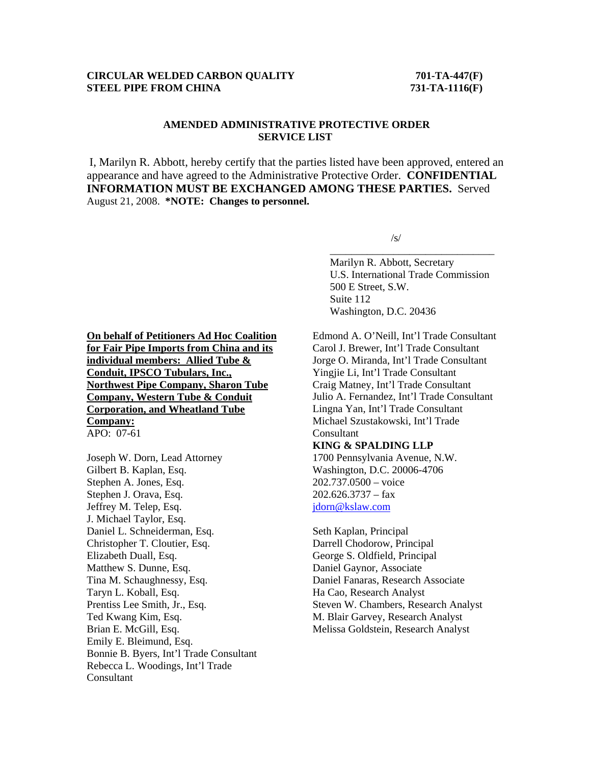**CIRCULAR WELDED CARBON QUALITY STEEL PIPE FROM CHINA**

**701-TA-447(F)**
**731-TA-1116(F)**

## AMENDED ADMINISTRATIVE PROTECTIVE ORDER SERVICE LIST

I, Marilyn R. Abbott, hereby certify that the parties listed have been approved, entered an appearance and have agreed to the Administrative Protective Order. **CONFIDENTIAL INFORMATION MUST BE EXCHANGED AMONG THESE PARTIES.** Served August 21, 2008. **\*NOTE: Changes to personnel.**

/s/

Marilyn R. Abbott, Secretary
U.S. International Trade Commission
500 E Street, S.W.
Suite 112
Washington, D.C. 20436

**On behalf of Petitioners Ad Hoc Coalition for Fair Pipe Imports from China and its individual members: Allied Tube & Conduit, IPSCO Tubulars, Inc., Northwest Pipe Company, Sharon Tube Company, Western Tube & Conduit Corporation, and Wheatland Tube Company:**
APO: 07-61

Joseph W. Dorn, Lead Attorney
Gilbert B. Kaplan, Esq.
Stephen A. Jones, Esq.
Stephen J. Orava, Esq.
Jeffrey M. Telep, Esq.
J. Michael Taylor, Esq.
Daniel L. Schneiderman, Esq.
Christopher T. Cloutier, Esq.
Elizabeth Duall, Esq.
Matthew S. Dunne, Esq.
Tina M. Schaughnessy, Esq.
Taryn L. Koball, Esq.
Prentiss Lee Smith, Jr., Esq.
Ted Kwang Kim, Esq.
Brian E. McGill, Esq.
Emily E. Bleimund, Esq.
Bonnie B. Byers, Int'l Trade Consultant
Rebecca L. Woodings, Int'l Trade Consultant
Edmond A. O'Neill, Int'l Trade Consultant
Carol J. Brewer, Int'l Trade Consultant
Jorge O. Miranda, Int'l Trade Consultant
Yingjie Li, Int'l Trade Consultant
Craig Matney, Int'l Trade Consultant
Julio A. Fernandez, Int'l Trade Consultant
Lingna Yan, Int'l Trade Consultant
Michael Szustakowski, Int'l Trade Consultant
**KING & SPALDING LLP**
1700 Pennsylvania Avenue, N.W.
Washington, D.C. 20006-4706
202.737.0500 – voice
202.626.3737 – fax
jdorn@kslaw.com

Seth Kaplan, Principal
Darrell Chodorow, Principal
George S. Oldfield, Principal
Daniel Gaynor, Associate
Daniel Fanaras, Research Associate
Ha Cao, Research Analyst
Steven W. Chambers, Research Analyst
M. Blair Garvey, Research Analyst
Melissa Goldstein, Research Analyst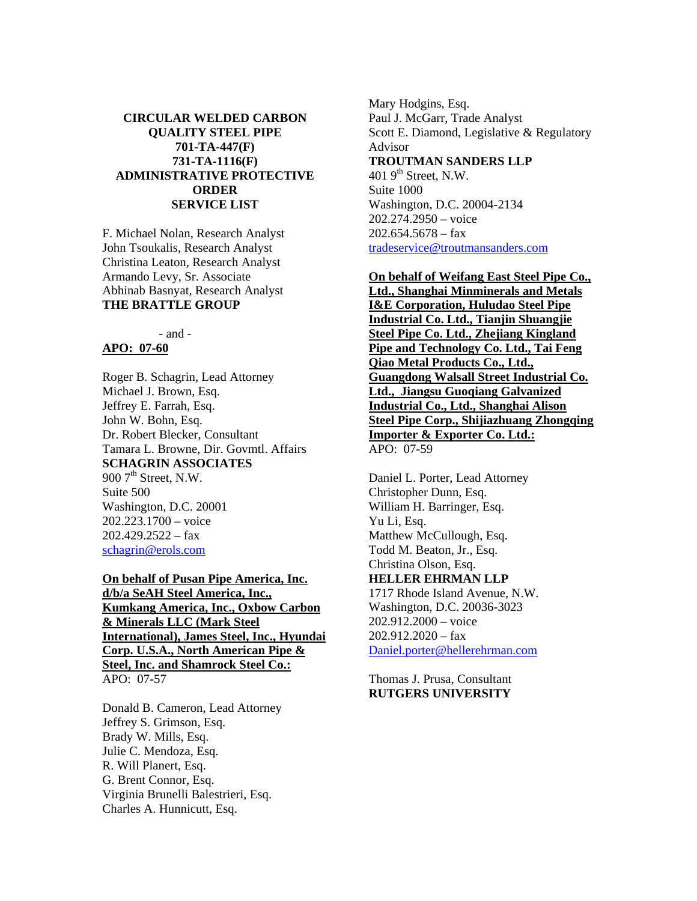**CIRCULAR WELDED CARBON QUALITY STEEL PIPE**
**701-TA-447(F)**
**731-TA-1116(F)**
**ADMINISTRATIVE PROTECTIVE ORDER SERVICE LIST**

F. Michael Nolan, Research Analyst
John Tsoukalis, Research Analyst
Christina Leaton, Research Analyst
Armando Levy, Sr. Associate
Abhinab Basnyat, Research Analyst
**THE BRATTLE GROUP**

- and -

**APO: 07-60**

Roger B. Schagrin, Lead Attorney
Michael J. Brown, Esq.
Jeffrey E. Farrah, Esq.
John W. Bohn, Esq.
Dr. Robert Blecker, Consultant
Tamara L. Browne, Dir. Govmtl. Affairs
**SCHAGRIN ASSOCIATES**
900 7th Street, N.W.
Suite 500
Washington, D.C. 20001
202.223.1700 – voice
202.429.2522 – fax
schagrin@erols.com

**On behalf of Pusan Pipe America, Inc. d/b/a SeAH Steel America, Inc., Kumkang America, Inc., Oxbow Carbon & Minerals LLC (Mark Steel International), James Steel, Inc., Hyundai Corp. U.S.A., North American Pipe & Steel, Inc. and Shamrock Steel Co.:**
APO: 07-57

Donald B. Cameron, Lead Attorney
Jeffrey S. Grimson, Esq.
Brady W. Mills, Esq.
Julie C. Mendoza, Esq.
R. Will Planert, Esq.
G. Brent Connor, Esq.
Virginia Brunelli Balestrieri, Esq.
Charles A. Hunnicutt, Esq.
Mary Hodgins, Esq.
Paul J. McGarr, Trade Analyst
Scott E. Diamond, Legislative & Regulatory Advisor
**TROUTMAN SANDERS LLP**
401 9th Street, N.W.
Suite 1000
Washington, D.C. 20004-2134
202.274.2950 – voice
202.654.5678 – fax
tradeservice@troutmansanders.com

**On behalf of Weifang East Steel Pipe Co., Ltd., Shanghai Minminerals and Metals I&E Corporation, Huludao Steel Pipe Industrial Co. Ltd., Tianjin Shuangjie Steel Pipe Co. Ltd., Zhejiang Kingland Pipe and Technology Co. Ltd., Tai Feng Qiao Metal Products Co., Ltd., Guangdong Walsall Street Industrial Co. Ltd., Jiangsu Guoqiang Galvanized Industrial Co., Ltd., Shanghai Alison Steel Pipe Corp., Shijiazhuang Zhongqing Importer & Exporter Co. Ltd.:**
APO: 07-59

Daniel L. Porter, Lead Attorney
Christopher Dunn, Esq.
William H. Barringer, Esq.
Yu Li, Esq.
Matthew McCullough, Esq.
Todd M. Beaton, Jr., Esq.
Christina Olson, Esq.
**HELLER EHRMAN LLP**
1717 Rhode Island Avenue, N.W.
Washington, D.C. 20036-3023
202.912.2000 – voice
202.912.2020 – fax
Daniel.porter@hellerehrman.com

Thomas J. Prusa, Consultant
**RUTGERS UNIVERSITY**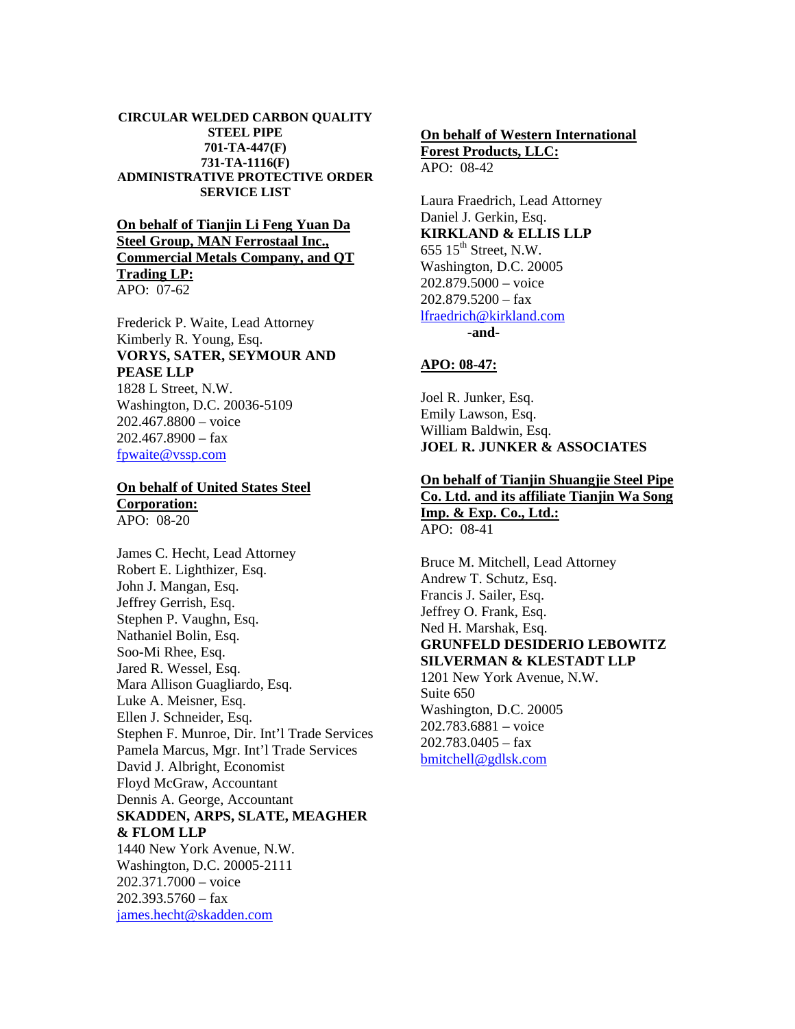**CIRCULAR WELDED CARBON QUALITY STEEL PIPE**
**701-TA-447(F)**
**731-TA-1116(F)**
**ADMINISTRATIVE PROTECTIVE ORDER SERVICE LIST**

**On behalf of Tianjin Li Feng Yuan Da Steel Group, MAN Ferrostaal Inc., Commercial Metals Company, and QT Trading LP:**
APO: 07-62

Frederick P. Waite, Lead Attorney
Kimberly R. Young, Esq.
**VORYS, SATER, SEYMOUR AND PEASE LLP**
1828 L Street, N.W.
Washington, D.C. 20036-5109
202.467.8800 – voice
202.467.8900 – fax
fpwaite@vssp.com

**On behalf of United States Steel Corporation:**
APO: 08-20

James C. Hecht, Lead Attorney
Robert E. Lighthizer, Esq.
John J. Mangan, Esq.
Jeffrey Gerrish, Esq.
Stephen P. Vaughn, Esq.
Nathaniel Bolin, Esq.
Soo-Mi Rhee, Esq.
Jared R. Wessel, Esq.
Mara Allison Guagliardo, Esq.
Luke A. Meisner, Esq.
Ellen J. Schneider, Esq.
Stephen F. Munroe, Dir. Int'l Trade Services
Pamela Marcus, Mgr. Int'l Trade Services
David J. Albright, Economist
Floyd McGraw, Accountant
Dennis A. George, Accountant
**SKADDEN, ARPS, SLATE, MEAGHER & FLOM LLP**
1440 New York Avenue, N.W.
Washington, D.C. 20005-2111
202.371.7000 – voice
202.393.5760 – fax
james.hecht@skadden.com

**On behalf of Western International Forest Products, LLC:**
APO: 08-42

Laura Fraedrich, Lead Attorney
Daniel J. Gerkin, Esq.
**KIRKLAND & ELLIS LLP**
655 15th Street, N.W.
Washington, D.C. 20005
202.879.5000 – voice
202.879.5200 – fax
lfraedrich@kirkland.com

**-and-**

**APO: 08-47:**

Joel R. Junker, Esq.
Emily Lawson, Esq.
William Baldwin, Esq.
**JOEL R. JUNKER & ASSOCIATES**

**On behalf of Tianjin Shuangjie Steel Pipe Co. Ltd. and its affiliate Tianjin Wa Song Imp. & Exp. Co., Ltd.:**
APO: 08-41

Bruce M. Mitchell, Lead Attorney
Andrew T. Schutz, Esq.
Francis J. Sailer, Esq.
Jeffrey O. Frank, Esq.
Ned H. Marshak, Esq.
**GRUNFELD DESIDERIO LEBOWITZ SILVERMAN & KLESTADT LLP**
1201 New York Avenue, N.W.
Suite 650
Washington, D.C. 20005
202.783.6881 – voice
202.783.0405 – fax
bmitchell@gdlsk.com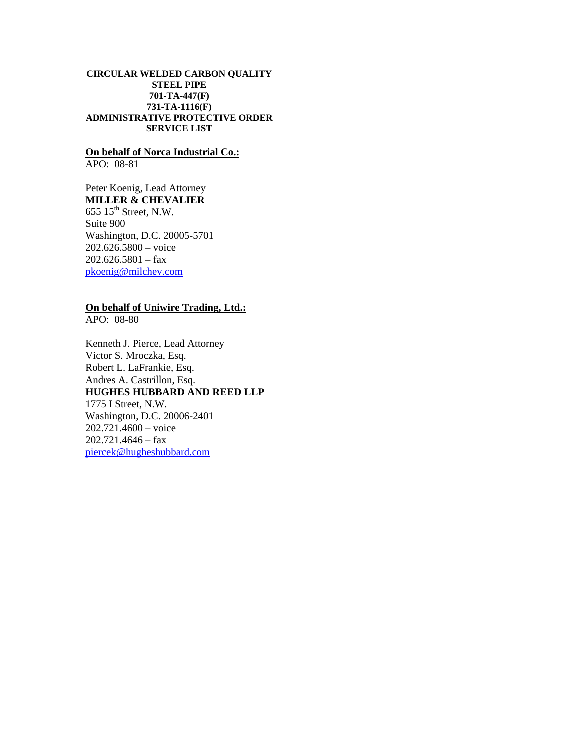**CIRCULAR WELDED CARBON QUALITY STEEL PIPE**
**701-TA-447(F)**
**731-TA-1116(F)**
**ADMINISTRATIVE PROTECTIVE ORDER SERVICE LIST**

**On behalf of Norca Industrial Co.:**
APO: 08-81

Peter Koenig, Lead Attorney
**MILLER & CHEVALIER**
655 15th Street, N.W.
Suite 900
Washington, D.C. 20005-5701
202.626.5800 – voice
202.626.5801 – fax
pkoenig@milchev.com

**On behalf of Uniwire Trading, Ltd.:**
APO: 08-80

Kenneth J. Pierce, Lead Attorney
Victor S. Mroczka, Esq.
Robert L. LaFrankie, Esq.
Andres A. Castrillon, Esq.
**HUGHES HUBBARD AND REED LLP**
1775 I Street, N.W.
Washington, D.C. 20006-2401
202.721.4600 – voice
202.721.4646 – fax
piercek@hugheshubbard.com